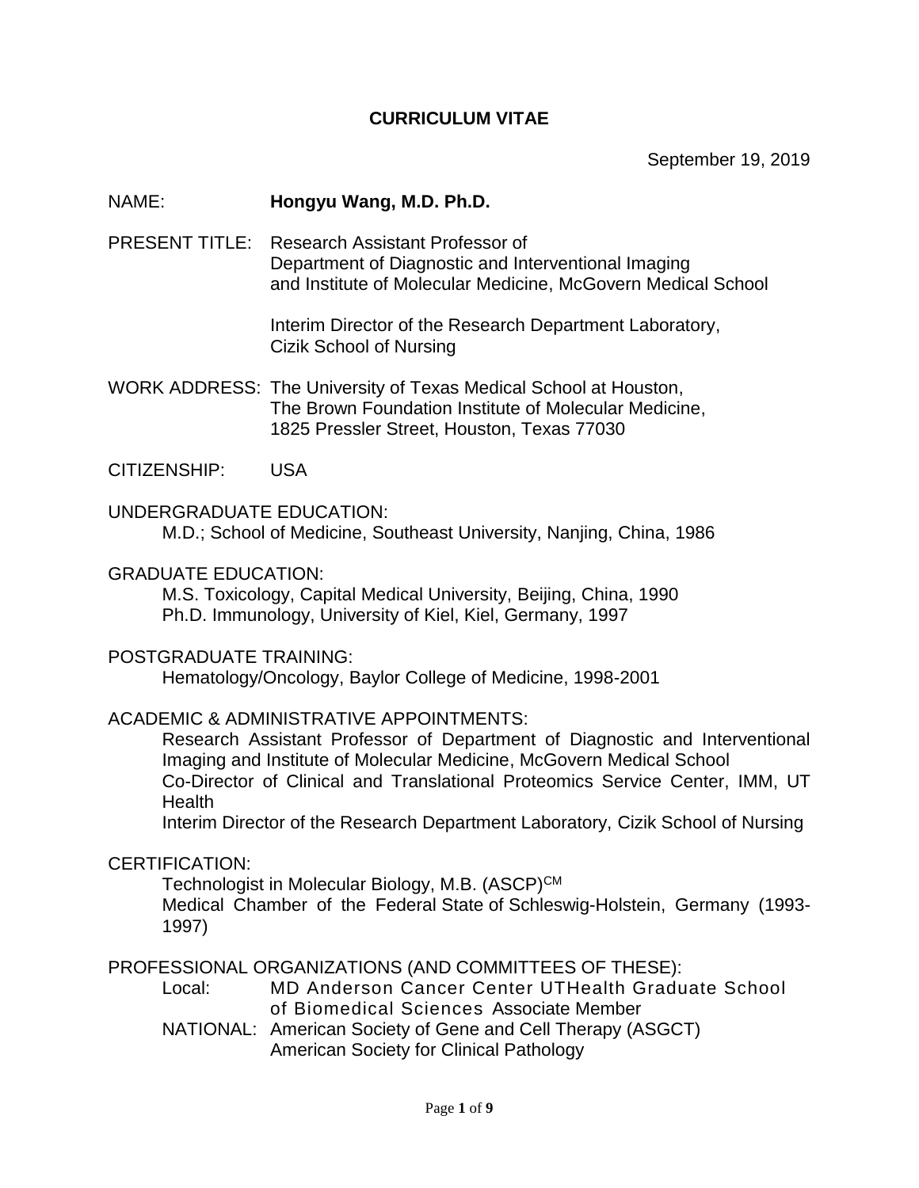# CURRICULUM VITAE

September 19, 2019

NAME: **Hongyu Wang, M.D. Ph.D.**

PRESENT TITLE: Research Assistant Professor of
Department of Diagnostic and Interventional Imaging
and Institute of Molecular Medicine, McGovern Medical School

Interim Director of the Research Department Laboratory,
Cizik School of Nursing

WORK ADDRESS: The University of Texas Medical School at Houston,
The Brown Foundation Institute of Molecular Medicine,
1825 Pressler Street, Houston, Texas 77030

CITIZENSHIP: USA

UNDERGRADUATE EDUCATION:
M.D.; School of Medicine, Southeast University, Nanjing, China, 1986

GRADUATE EDUCATION:
M.S. Toxicology, Capital Medical University, Beijing, China, 1990
Ph.D. Immunology, University of Kiel, Kiel, Germany, 1997

POSTGRADUATE TRAINING:
Hematology/Oncology, Baylor College of Medicine, 1998-2001

ACADEMIC & ADMINISTRATIVE APPOINTMENTS:
Research Assistant Professor of Department of Diagnostic and Interventional Imaging and Institute of Molecular Medicine, McGovern Medical School
Co-Director of Clinical and Translational Proteomics Service Center, IMM, UT Health
Interim Director of the Research Department Laboratory, Cizik School of Nursing

CERTIFICATION:
Technologist in Molecular Biology, M.B. (ASCP)[CM]
Medical Chamber of the Federal State of Schleswig-Holstein, Germany (1993-1997)

PROFESSIONAL ORGANIZATIONS (AND COMMITTEES OF THESE):
Local: MD Anderson Cancer Center UTHealth Graduate School of Biomedical Sciences Associate Member
NATIONAL: American Society of Gene and Cell Therapy (ASGCT)
American Society for Clinical Pathology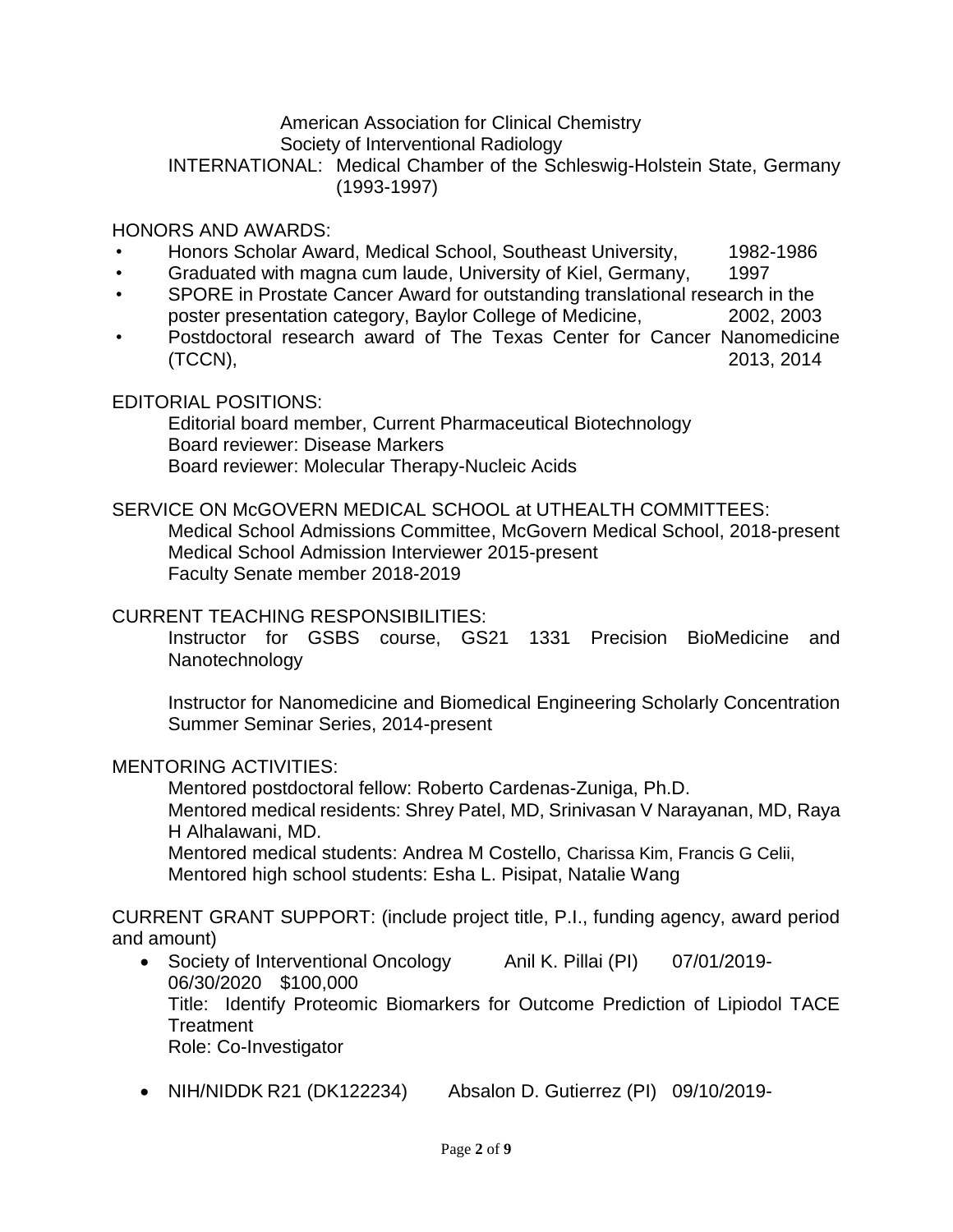American Association for Clinical Chemistry
Society of Interventional Radiology
INTERNATIONAL: Medical Chamber of the Schleswig-Holstein State, Germany (1993-1997)

HONORS AND AWARDS:

- Honors Scholar Award, Medical School, Southeast University, 1982-1986
- Graduated with magna cum laude, University of Kiel, Germany, 1997
- SPORE in Prostate Cancer Award for outstanding translational research in the poster presentation category, Baylor College of Medicine, 2002, 2003
- Postdoctoral research award of The Texas Center for Cancer Nanomedicine (TCCN), 2013, 2014

EDITORIAL POSITIONS:

Editorial board member, Current Pharmaceutical Biotechnology
Board reviewer: Disease Markers
Board reviewer: Molecular Therapy-Nucleic Acids

SERVICE ON McGOVERN MEDICAL SCHOOL at UTHEALTH COMMITTEES:

Medical School Admissions Committee, McGovern Medical School, 2018-present
Medical School Admission Interviewer 2015-present
Faculty Senate member 2018-2019

CURRENT TEACHING RESPONSIBILITIES:

Instructor for GSBS course, GS21 1331 Precision BioMedicine and Nanotechnology

Instructor for Nanomedicine and Biomedical Engineering Scholarly Concentration Summer Seminar Series, 2014-present

MENTORING ACTIVITIES:

Mentored postdoctoral fellow: Roberto Cardenas-Zuniga, Ph.D.
Mentored medical residents: Shrey Patel, MD, Srinivasan V Narayanan, MD, Raya H Alhalawani, MD.
Mentored medical students: Andrea M Costello, Charissa Kim, Francis G Celii,
Mentored high school students: Esha L. Pisipat, Natalie Wang

CURRENT GRANT SUPPORT: (include project title, P.I., funding agency, award period and amount)

- Society of Interventional Oncology Anil K. Pillai (PI) 07/01/2019-06/30/2020 $100,000
  Title: Identify Proteomic Biomarkers for Outcome Prediction of Lipiodol TACE Treatment
  Role: Co-Investigator

- NIH/NIDDK R21 (DK122234) Absalon D. Gutierrez (PI) 09/10/2019-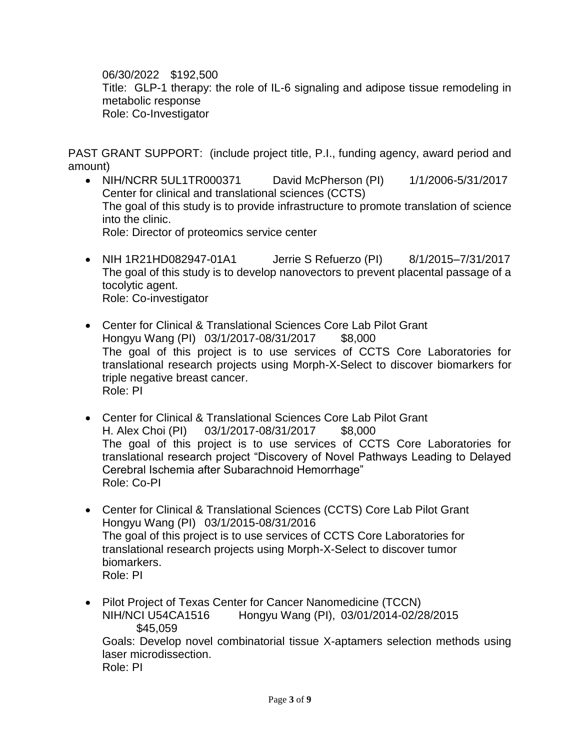06/30/2022    $192,500
Title:  GLP-1 therapy: the role of IL-6 signaling and adipose tissue remodeling in metabolic response
Role: Co-Investigator

PAST GRANT SUPPORT:  (include project title, P.I., funding agency, award period and amount)

- NIH/NCRR 5UL1TR000371    David McPherson (PI)    1/1/2006-5/31/2017
  Center for clinical and translational sciences (CCTS)
  The goal of this study is to provide infrastructure to promote translation of science into the clinic.
  Role: Director of proteomics service center

- NIH 1R21HD082947-01A1    Jerrie S Refuerzo (PI)    8/1/2015–7/31/2017
  The goal of this study is to develop nanovectors to prevent placental passage of a tocolytic agent.
  Role: Co-investigator

- Center for Clinical & Translational Sciences Core Lab Pilot Grant
  Hongyu Wang (PI)   03/1/2017-08/31/2017    $8,000
  The goal of this project is to use services of CCTS Core Laboratories for translational research projects using Morph-X-Select to discover biomarkers for triple negative breast cancer.
  Role: PI

- Center for Clinical & Translational Sciences Core Lab Pilot Grant
  H. Alex Choi (PI)    03/1/2017-08/31/2017    $8,000
  The goal of this project is to use services of CCTS Core Laboratories for translational research project “Discovery of Novel Pathways Leading to Delayed Cerebral Ischemia after Subarachnoid Hemorrhage”
  Role: Co-PI

- Center for Clinical & Translational Sciences (CCTS) Core Lab Pilot Grant
  Hongyu Wang (PI)   03/1/2015-08/31/2016
  The goal of this project is to use services of CCTS Core Laboratories for translational research projects using Morph-X-Select to discover tumor biomarkers.
  Role: PI

- Pilot Project of Texas Center for Cancer Nanomedicine (TCCN)
  NIH/NCI U54CA1516    Hongyu Wang (PI),  03/01/2014-02/28/2015
  $45,059
  Goals: Develop novel combinatorial tissue X-aptamers selection methods using laser microdissection.
  Role: PI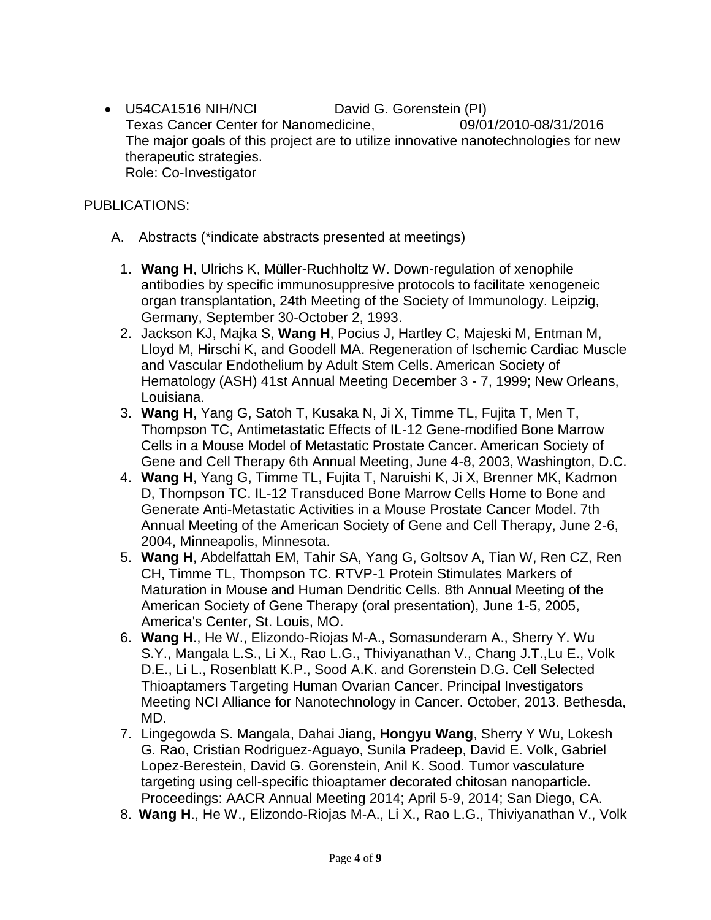- U54CA1516 NIH/NCI David G. Gorenstein (PI)
  Texas Cancer Center for Nanomedicine, 09/01/2010-08/31/2016
  The major goals of this project are to utilize innovative nanotechnologies for new therapeutic strategies.
  Role: Co-Investigator

PUBLICATIONS:

A. Abstracts (*indicate abstracts presented at meetings)

1. **Wang H**, Ulrichs K, Müller-Ruchholtz W. Down-regulation of xenophile antibodies by specific immunosuppresive protocols to facilitate xenogeneic organ transplantation, 24th Meeting of the Society of Immunology. Leipzig, Germany, September 30-October 2, 1993.
2. Jackson KJ, Majka S, **Wang H**, Pocius J, Hartley C, Majeski M, Entman M, Lloyd M, Hirschi K, and Goodell MA. Regeneration of Ischemic Cardiac Muscle and Vascular Endothelium by Adult Stem Cells. American Society of Hematology (ASH) 41st Annual Meeting December 3 - 7, 1999; New Orleans, Louisiana.
3. **Wang H**, Yang G, Satoh T, Kusaka N, Ji X, Timme TL, Fujita T, Men T, Thompson TC, Antimetastatic Effects of IL-12 Gene-modified Bone Marrow Cells in a Mouse Model of Metastatic Prostate Cancer. American Society of Gene and Cell Therapy 6th Annual Meeting, June 4-8, 2003, Washington, D.C.
4. **Wang H**, Yang G, Timme TL, Fujita T, Naruishi K, Ji X, Brenner MK, Kadmon D, Thompson TC. IL-12 Transduced Bone Marrow Cells Home to Bone and Generate Anti-Metastatic Activities in a Mouse Prostate Cancer Model. 7th Annual Meeting of the American Society of Gene and Cell Therapy, June 2-6, 2004, Minneapolis, Minnesota.
5. **Wang H**, Abdelfattah EM, Tahir SA, Yang G, Goltsov A, Tian W, Ren CZ, Ren CH, Timme TL, Thompson TC. RTVP-1 Protein Stimulates Markers of Maturation in Mouse and Human Dendritic Cells. 8th Annual Meeting of the American Society of Gene Therapy (oral presentation), June 1-5, 2005, America's Center, St. Louis, MO.
6. **Wang H**., He W., Elizondo-Riojas M-A., Somasunderam A., Sherry Y. Wu S.Y., Mangala L.S., Li X., Rao L.G., Thiviyanathan V., Chang J.T.,Lu E., Volk D.E., Li L., Rosenblatt K.P., Sood A.K. and Gorenstein D.G. Cell Selected Thioaptamers Targeting Human Ovarian Cancer. Principal Investigators Meeting NCI Alliance for Nanotechnology in Cancer. October, 2013. Bethesda, MD.
7. Lingegowda S. Mangala, Dahai Jiang, **Hongyu Wang**, Sherry Y Wu, Lokesh G. Rao, Cristian Rodriguez-Aguayo, Sunila Pradeep, David E. Volk, Gabriel Lopez-Berestein, David G. Gorenstein, Anil K. Sood. Tumor vasculature targeting using cell-specific thioaptamer decorated chitosan nanoparticle. Proceedings: AACR Annual Meeting 2014; April 5-9, 2014; San Diego, CA.
8. **Wang H**., He W., Elizondo-Riojas M-A., Li X., Rao L.G., Thiviyanathan V., Volk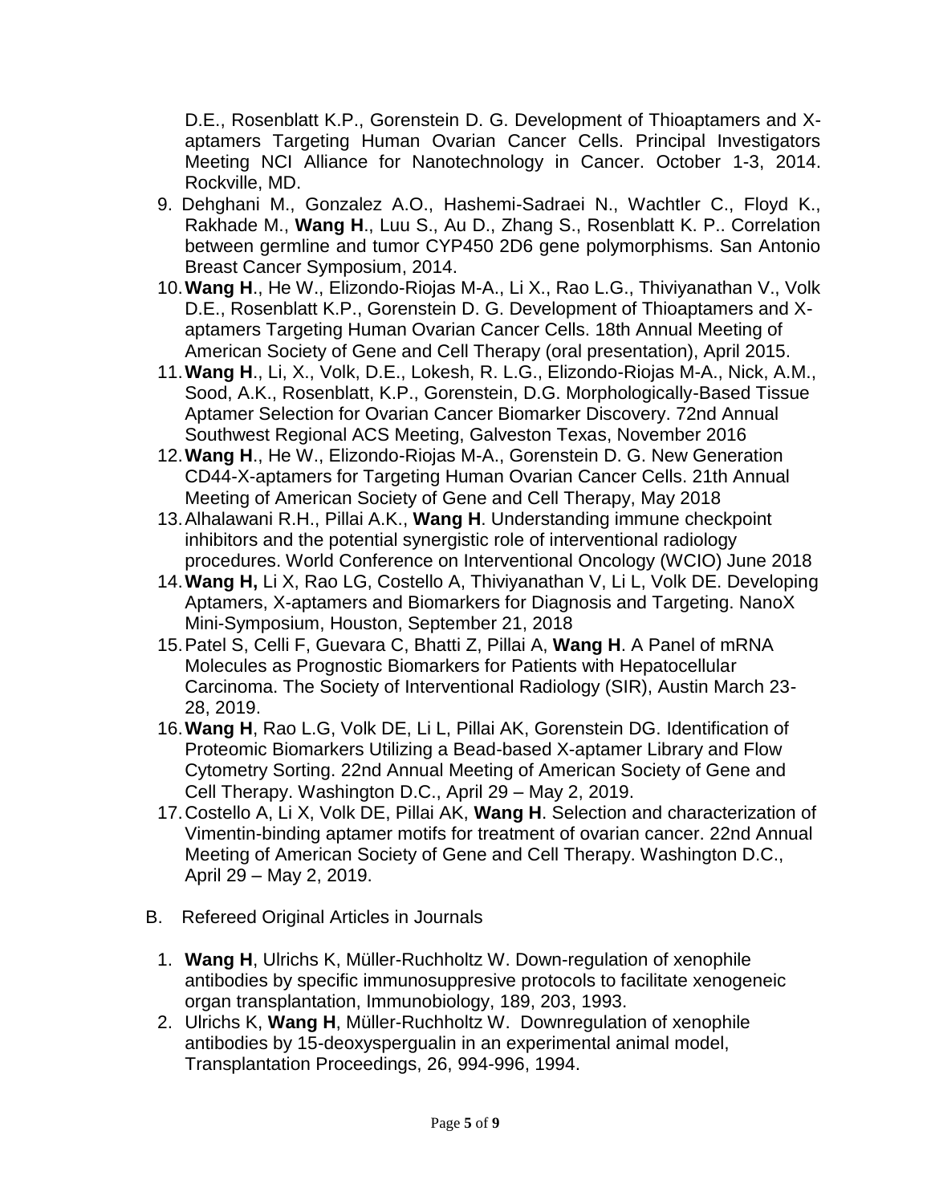D.E., Rosenblatt K.P., Gorenstein D. G. Development of Thioaptamers and X-aptamers Targeting Human Ovarian Cancer Cells. Principal Investigators Meeting NCI Alliance for Nanotechnology in Cancer. October 1-3, 2014. Rockville, MD.

9. Dehghani M., Gonzalez A.O., Hashemi-Sadraei N., Wachtler C., Floyd K., Rakhade M., **Wang H**., Luu S., Au D., Zhang S., Rosenblatt K. P.. Correlation between germline and tumor CYP450 2D6 gene polymorphisms. San Antonio Breast Cancer Symposium, 2014.
10. **Wang H**., He W., Elizondo-Riojas M-A., Li X., Rao L.G., Thiviyanathan V., Volk D.E., Rosenblatt K.P., Gorenstein D. G. Development of Thioaptamers and X-aptamers Targeting Human Ovarian Cancer Cells. 18th Annual Meeting of American Society of Gene and Cell Therapy (oral presentation), April 2015.
11. **Wang H**., Li, X., Volk, D.E., Lokesh, R. L.G., Elizondo-Riojas M-A., Nick, A.M., Sood, A.K., Rosenblatt, K.P., Gorenstein, D.G. Morphologically-Based Tissue Aptamer Selection for Ovarian Cancer Biomarker Discovery. 72nd Annual Southwest Regional ACS Meeting, Galveston Texas, November 2016
12. **Wang H**., He W., Elizondo-Riojas M-A., Gorenstein D. G. New Generation CD44-X-aptamers for Targeting Human Ovarian Cancer Cells. 21th Annual Meeting of American Society of Gene and Cell Therapy, May 2018
13. Alhalawani R.H., Pillai A.K., **Wang H**. Understanding immune checkpoint inhibitors and the potential synergistic role of interventional radiology procedures. World Conference on Interventional Oncology (WCIO) June 2018
14. **Wang H,** Li X, Rao LG, Costello A, Thiviyanathan V, Li L, Volk DE. Developing Aptamers, X-aptamers and Biomarkers for Diagnosis and Targeting. NanoX Mini-Symposium, Houston, September 21, 2018
15. Patel S, Celli F, Guevara C, Bhatti Z, Pillai A, **Wang H**. A Panel of mRNA Molecules as Prognostic Biomarkers for Patients with Hepatocellular Carcinoma. The Society of Interventional Radiology (SIR), Austin March 23-28, 2019.
16. **Wang H**, Rao L.G, Volk DE, Li L, Pillai AK, Gorenstein DG. Identification of Proteomic Biomarkers Utilizing a Bead-based X-aptamer Library and Flow Cytometry Sorting. 22nd Annual Meeting of American Society of Gene and Cell Therapy. Washington D.C., April 29 – May 2, 2019.
17. Costello A, Li X, Volk DE, Pillai AK, **Wang H**. Selection and characterization of Vimentin-binding aptamer motifs for treatment of ovarian cancer. 22nd Annual Meeting of American Society of Gene and Cell Therapy. Washington D.C., April 29 – May 2, 2019.

B. Refereed Original Articles in Journals

1. **Wang H**, Ulrichs K, Müller-Ruchholtz W. Down-regulation of xenophile antibodies by specific immunosuppresive protocols to facilitate xenogeneic organ transplantation, Immunobiology, 189, 203, 1993.
2. Ulrichs K, **Wang H**, Müller-Ruchholtz W. Downregulation of xenophile antibodies by 15-deoxyspergualin in an experimental animal model, Transplantation Proceedings, 26, 994-996, 1994.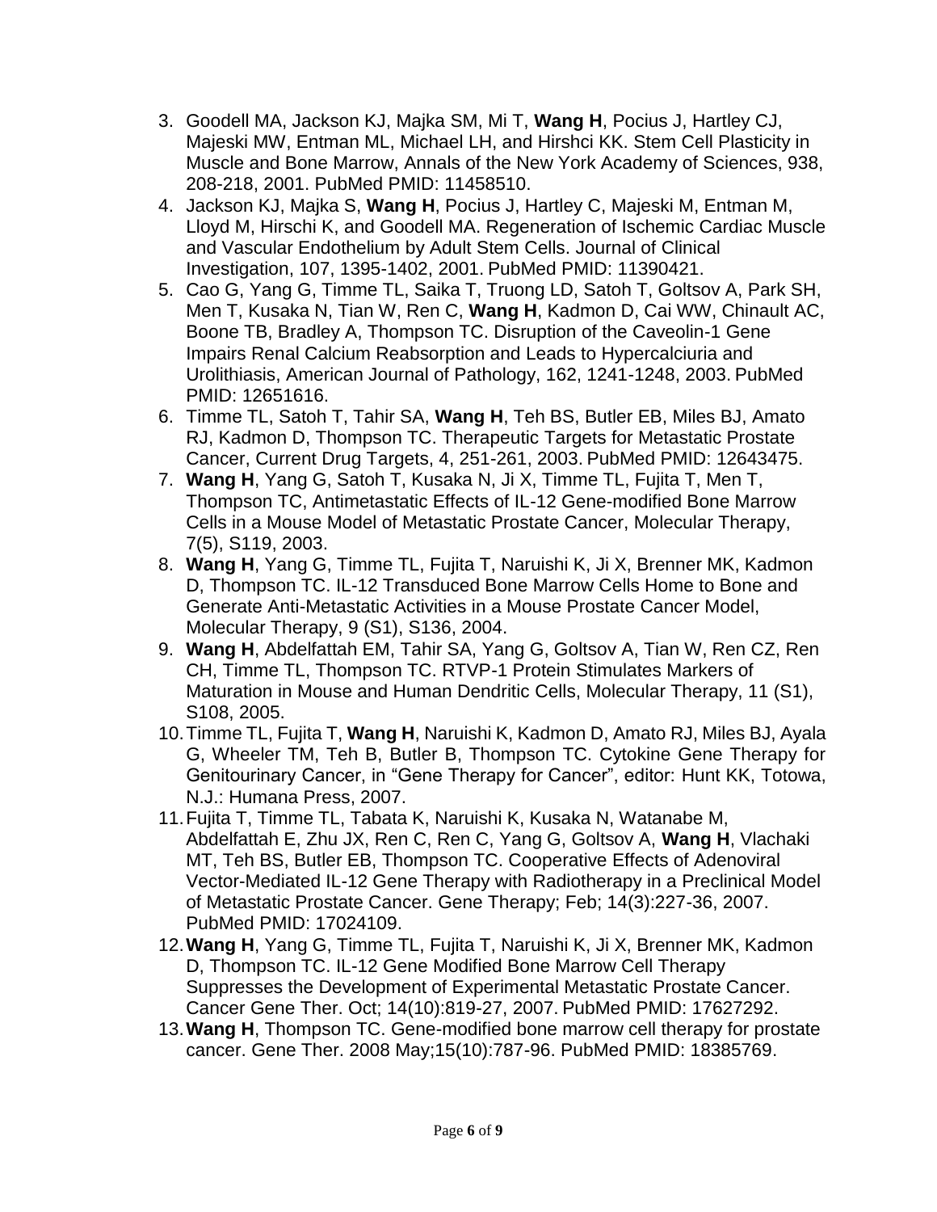3. Goodell MA, Jackson KJ, Majka SM, Mi T, **Wang H**, Pocius J, Hartley CJ, Majeski MW, Entman ML, Michael LH, and Hirshci KK. Stem Cell Plasticity in Muscle and Bone Marrow, Annals of the New York Academy of Sciences, 938, 208-218, 2001. PubMed PMID: 11458510.
4. Jackson KJ, Majka S, **Wang H**, Pocius J, Hartley C, Majeski M, Entman M, Lloyd M, Hirschi K, and Goodell MA. Regeneration of Ischemic Cardiac Muscle and Vascular Endothelium by Adult Stem Cells. Journal of Clinical Investigation, 107, 1395-1402, 2001. PubMed PMID: 11390421.
5. Cao G, Yang G, Timme TL, Saika T, Truong LD, Satoh T, Goltsov A, Park SH, Men T, Kusaka N, Tian W, Ren C, **Wang H**, Kadmon D, Cai WW, Chinault AC, Boone TB, Bradley A, Thompson TC. Disruption of the Caveolin-1 Gene Impairs Renal Calcium Reabsorption and Leads to Hypercalciuria and Urolithiasis, American Journal of Pathology, 162, 1241-1248, 2003. PubMed PMID: 12651616.
6. Timme TL, Satoh T, Tahir SA, **Wang H**, Teh BS, Butler EB, Miles BJ, Amato RJ, Kadmon D, Thompson TC. Therapeutic Targets for Metastatic Prostate Cancer, Current Drug Targets, 4, 251-261, 2003. PubMed PMID: 12643475.
7. **Wang H**, Yang G, Satoh T, Kusaka N, Ji X, Timme TL, Fujita T, Men T, Thompson TC, Antimetastatic Effects of IL-12 Gene-modified Bone Marrow Cells in a Mouse Model of Metastatic Prostate Cancer, Molecular Therapy, 7(5), S119, 2003.
8. **Wang H**, Yang G, Timme TL, Fujita T, Naruishi K, Ji X, Brenner MK, Kadmon D, Thompson TC. IL-12 Transduced Bone Marrow Cells Home to Bone and Generate Anti-Metastatic Activities in a Mouse Prostate Cancer Model, Molecular Therapy, 9 (S1), S136, 2004.
9. **Wang H**, Abdelfattah EM, Tahir SA, Yang G, Goltsov A, Tian W, Ren CZ, Ren CH, Timme TL, Thompson TC. RTVP-1 Protein Stimulates Markers of Maturation in Mouse and Human Dendritic Cells, Molecular Therapy, 11 (S1), S108, 2005.
10. Timme TL, Fujita T, **Wang H**, Naruishi K, Kadmon D, Amato RJ, Miles BJ, Ayala G, Wheeler TM, Teh B, Butler B, Thompson TC. Cytokine Gene Therapy for Genitourinary Cancer, in "Gene Therapy for Cancer", editor: Hunt KK, Totowa, N.J.: Humana Press, 2007.
11. Fujita T, Timme TL, Tabata K, Naruishi K, Kusaka N, Watanabe M, Abdelfattah E, Zhu JX, Ren C, Ren C, Yang G, Goltsov A, **Wang H**, Vlachaki MT, Teh BS, Butler EB, Thompson TC. Cooperative Effects of Adenoviral Vector-Mediated IL-12 Gene Therapy with Radiotherapy in a Preclinical Model of Metastatic Prostate Cancer. Gene Therapy; Feb; 14(3):227-36, 2007. PubMed PMID: 17024109.
12. **Wang H**, Yang G, Timme TL, Fujita T, Naruishi K, Ji X, Brenner MK, Kadmon D, Thompson TC. IL-12 Gene Modified Bone Marrow Cell Therapy Suppresses the Development of Experimental Metastatic Prostate Cancer. Cancer Gene Ther. Oct; 14(10):819-27, 2007. PubMed PMID: 17627292.
13. **Wang H**, Thompson TC. Gene-modified bone marrow cell therapy for prostate cancer. Gene Ther. 2008 May;15(10):787-96. PubMed PMID: 18385769.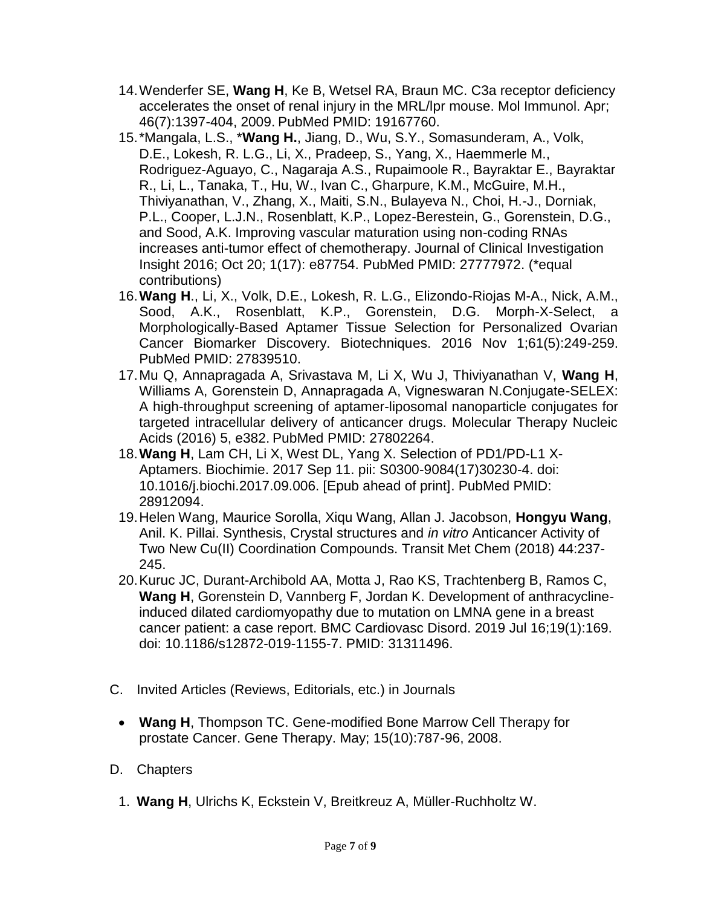14. Wenderfer SE, **Wang H**, Ke B, Wetsel RA, Braun MC. C3a receptor deficiency accelerates the onset of renal injury in the MRL/lpr mouse. Mol Immunol. Apr; 46(7):1397-404, 2009. PubMed PMID: 19167760.
15. *Mangala, L.S., ***Wang H.**, Jiang, D., Wu, S.Y., Somasunderam, A., Volk, D.E., Lokesh, R. L.G., Li, X., Pradeep, S., Yang, X., Haemmerle M., Rodriguez-Aguayo, C., Nagaraja A.S., Rupaimoole R., Bayraktar E., Bayraktar R., Li, L., Tanaka, T., Hu, W., Ivan C., Gharpure, K.M., McGuire, M.H., Thiviyanathan, V., Zhang, X., Maiti, S.N., Bulayeva N., Choi, H.-J., Dorniak, P.L., Cooper, L.J.N., Rosenblatt, K.P., Lopez-Berestein, G., Gorenstein, D.G., and Sood, A.K. Improving vascular maturation using non-coding RNAs increases anti-tumor effect of chemotherapy. Journal of Clinical Investigation Insight 2016; Oct 20; 1(17): e87754. PubMed PMID: 27777972. (*equal contributions)
16. **Wang H**., Li, X., Volk, D.E., Lokesh, R. L.G., Elizondo-Riojas M-A., Nick, A.M., Sood, A.K., Rosenblatt, K.P., Gorenstein, D.G. Morph-X-Select, a Morphologically-Based Aptamer Tissue Selection for Personalized Ovarian Cancer Biomarker Discovery. Biotechniques. 2016 Nov 1;61(5):249-259. PubMed PMID: 27839510.
17. Mu Q, Annapragada A, Srivastava M, Li X, Wu J, Thiviyanathan V, **Wang H**, Williams A, Gorenstein D, Annapragada A, Vigneswaran N.Conjugate-SELEX: A high-throughput screening of aptamer-liposomal nanoparticle conjugates for targeted intracellular delivery of anticancer drugs. Molecular Therapy Nucleic Acids (2016) 5, e382. PubMed PMID: 27802264.
18. **Wang H**, Lam CH, Li X, West DL, Yang X. Selection of PD1/PD-L1 X-Aptamers. Biochimie. 2017 Sep 11. pii: S0300-9084(17)30230-4. doi: 10.1016/j.biochi.2017.09.006. [Epub ahead of print]. PubMed PMID: 28912094.
19. Helen Wang, Maurice Sorolla, Xiqu Wang, Allan J. Jacobson, **Hongyu Wang**, Anil. K. Pillai. Synthesis, Crystal structures and *in vitro* Anticancer Activity of Two New Cu(II) Coordination Compounds. Transit Met Chem (2018) 44:237-245.
20. Kuruc JC, Durant-Archibold AA, Motta J, Rao KS, Trachtenberg B, Ramos C, **Wang H**, Gorenstein D, Vannberg F, Jordan K. Development of anthracycline-induced dilated cardiomyopathy due to mutation on LMNA gene in a breast cancer patient: a case report. BMC Cardiovasc Disord. 2019 Jul 16;19(1):169. doi: 10.1186/s12872-019-1155-7. PMID: 31311496.

C. Invited Articles (Reviews, Editorials, etc.) in Journals

- **Wang H**, Thompson TC. Gene-modified Bone Marrow Cell Therapy for prostate Cancer. Gene Therapy. May; 15(10):787-96, 2008.

D. Chapters

1. **Wang H**, Ulrichs K, Eckstein V, Breitkreuz A, Müller-Ruchholtz W.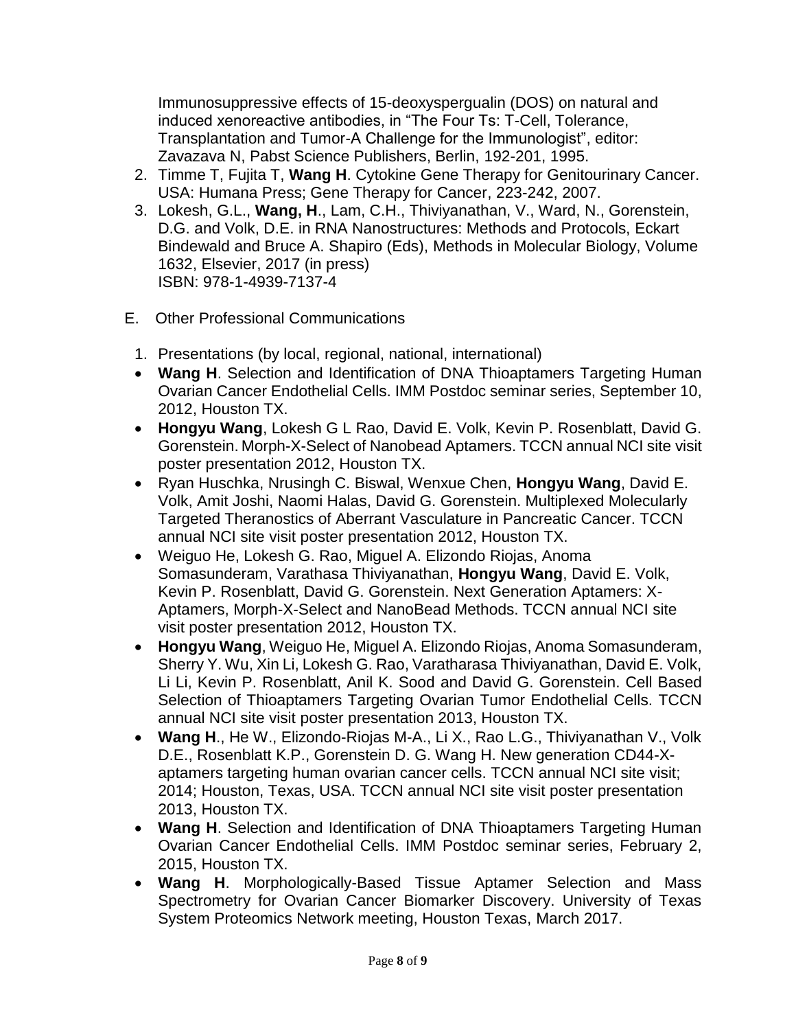Immunosuppressive effects of 15-deoxyspergualin (DOS) on natural and induced xenoreactive antibodies, in "The Four Ts: T-Cell, Tolerance, Transplantation and Tumor-A Challenge for the Immunologist", editor: Zavazava N, Pabst Science Publishers, Berlin, 192-201, 1995.

2. Timme T, Fujita T, **Wang H**. Cytokine Gene Therapy for Genitourinary Cancer. USA: Humana Press; Gene Therapy for Cancer, 223-242, 2007.
3. Lokesh, G.L., **Wang, H**., Lam, C.H., Thiviyanathan, V., Ward, N., Gorenstein, D.G. and Volk, D.E. in RNA Nanostructures: Methods and Protocols, Eckart Bindewald and Bruce A. Shapiro (Eds), Methods in Molecular Biology, Volume 1632, Elsevier, 2017 (in press)
ISBN: 978-1-4939-7137-4

E. Other Professional Communications

1. Presentations (by local, regional, national, international)

- **Wang H**. Selection and Identification of DNA Thioaptamers Targeting Human Ovarian Cancer Endothelial Cells. IMM Postdoc seminar series, September 10, 2012, Houston TX.
- **Hongyu Wang**, Lokesh G L Rao, David E. Volk, Kevin P. Rosenblatt, David G. Gorenstein. Morph-X-Select of Nanobead Aptamers. TCCN annual NCI site visit poster presentation 2012, Houston TX.
- Ryan Huschka, Nrusingh C. Biswal, Wenxue Chen, **Hongyu Wang**, David E. Volk, Amit Joshi, Naomi Halas, David G. Gorenstein. Multiplexed Molecularly Targeted Theranostics of Aberrant Vasculature in Pancreatic Cancer. TCCN annual NCI site visit poster presentation 2012, Houston TX.
- Weiguo He, Lokesh G. Rao, Miguel A. Elizondo Riojas, Anoma Somasunderam, Varathasa Thiviyanathan, **Hongyu Wang**, David E. Volk, Kevin P. Rosenblatt, David G. Gorenstein. Next Generation Aptamers: X-Aptamers, Morph-X-Select and NanoBead Methods. TCCN annual NCI site visit poster presentation 2012, Houston TX.
- **Hongyu Wang**, Weiguo He, Miguel A. Elizondo Riojas, Anoma Somasunderam, Sherry Y. Wu, Xin Li, Lokesh G. Rao, Varatharasa Thiviyanathan, David E. Volk, Li Li, Kevin P. Rosenblatt, Anil K. Sood and David G. Gorenstein. Cell Based Selection of Thioaptamers Targeting Ovarian Tumor Endothelial Cells. TCCN annual NCI site visit poster presentation 2013, Houston TX.
- **Wang H**., He W., Elizondo-Riojas M-A., Li X., Rao L.G., Thiviyanathan V., Volk D.E., Rosenblatt K.P., Gorenstein D. G. Wang H. New generation CD44-X-aptamers targeting human ovarian cancer cells. TCCN annual NCI site visit; 2014; Houston, Texas, USA. TCCN annual NCI site visit poster presentation 2013, Houston TX.
- **Wang H**. Selection and Identification of DNA Thioaptamers Targeting Human Ovarian Cancer Endothelial Cells. IMM Postdoc seminar series, February 2, 2015, Houston TX.
- **Wang H**. Morphologically-Based Tissue Aptamer Selection and Mass Spectrometry for Ovarian Cancer Biomarker Discovery. University of Texas System Proteomics Network meeting, Houston Texas, March 2017.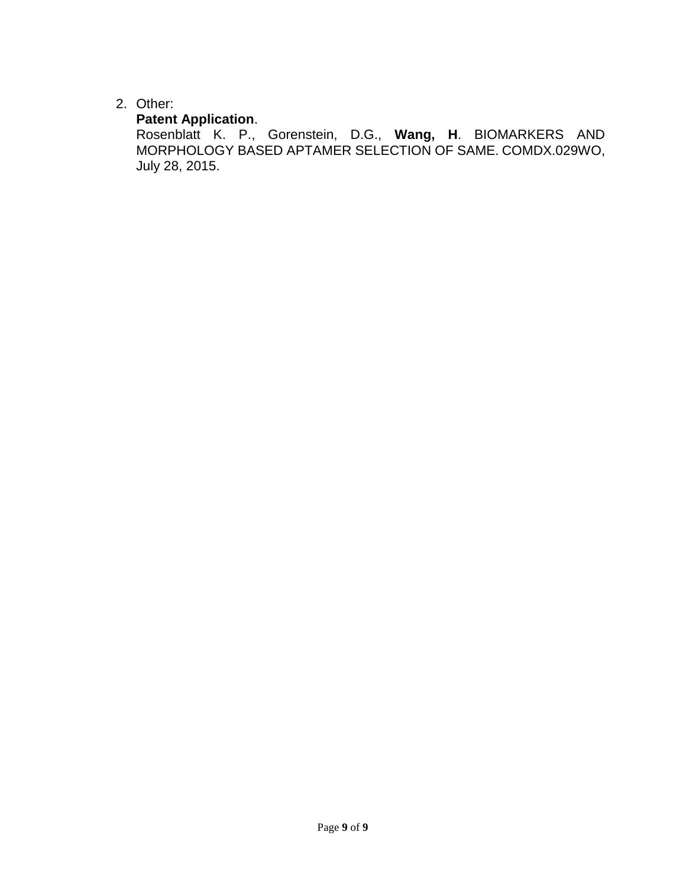2. Other:
   **Patent Application**.
   Rosenblatt K. P., Gorenstein, D.G., **Wang, H**. BIOMARKERS AND MORPHOLOGY BASED APTAMER SELECTION OF SAME. COMDX.029WO, July 28, 2015.